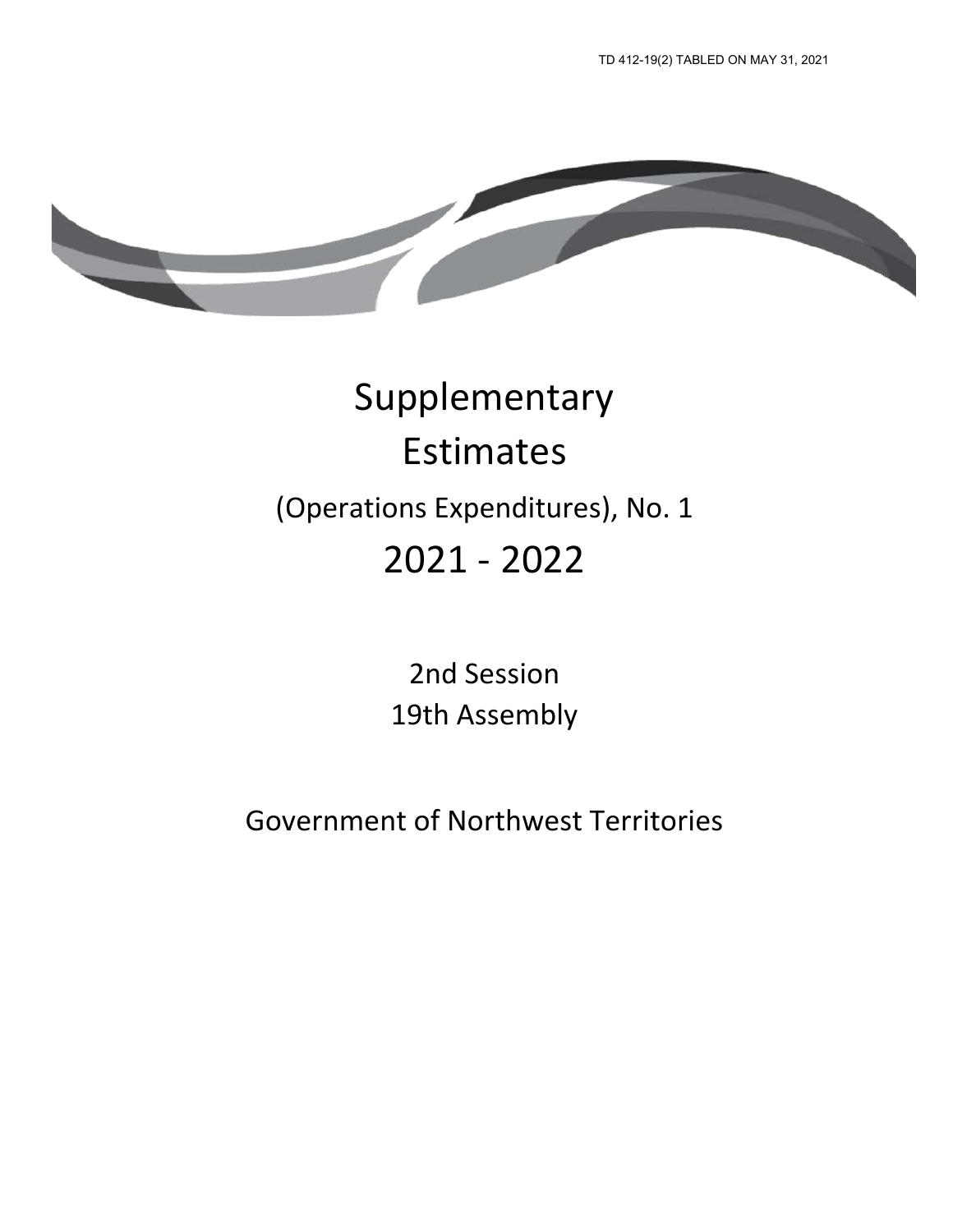TD 412-19(2) TABLED ON MAY 31, 2021

# Supplementary Estimates

## (Operations Expenditures), No. 1

## 2021 - 2022

2nd Session
19th Assembly

Government of Northwest Territories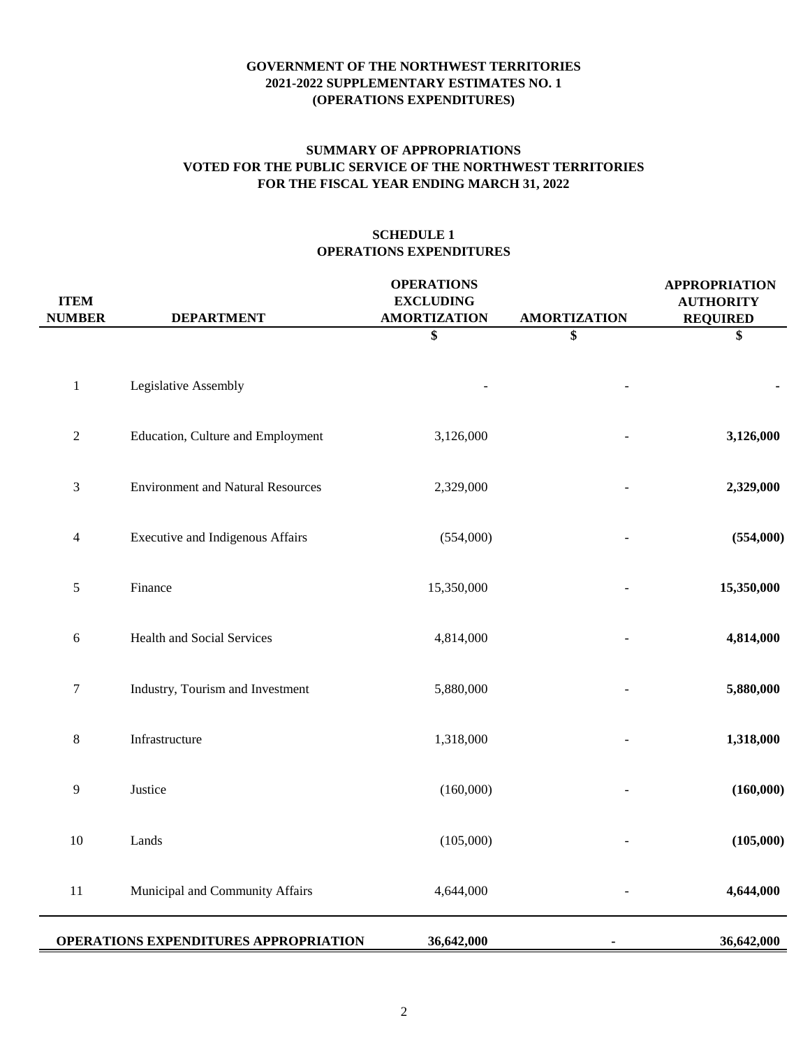**GOVERNMENT OF THE NORTHWEST TERRITORIES**
**2021-2022 SUPPLEMENTARY ESTIMATES NO. 1**
**(OPERATIONS EXPENDITURES)**

**SUMMARY OF APPROPRIATIONS**
**VOTED FOR THE PUBLIC SERVICE OF THE NORTHWEST TERRITORIES**
**FOR THE FISCAL YEAR ENDING MARCH 31, 2022**

**SCHEDULE 1**
**OPERATIONS EXPENDITURES**

| ITEM NUMBER | DEPARTMENT | OPERATIONS EXCLUDING AMORTIZATION | AMORTIZATION | APPROPRIATION AUTHORITY REQUIRED |
|---|---|---|---|---|
| | | $ | $ | $ |
| 1 | Legislative Assembly | - | - | **-** |
| 2 | Education, Culture and Employment | 3,126,000 | - | **3,126,000** |
| 3 | Environment and Natural Resources | 2,329,000 | - | **2,329,000** |
| 4 | Executive and Indigenous Affairs | (554,000) | - | **(554,000)** |
| 5 | Finance | 15,350,000 | - | **15,350,000** |
| 6 | Health and Social Services | 4,814,000 | - | **4,814,000** |
| 7 | Industry, Tourism and Investment | 5,880,000 | - | **5,880,000** |
| 8 | Infrastructure | 1,318,000 | - | **1,318,000** |
| 9 | Justice | (160,000) | - | **(160,000)** |
| 10 | Lands | (105,000) | - | **(105,000)** |
| 11 | Municipal and Community Affairs | 4,644,000 | - | **4,644,000** |
| | **OPERATIONS EXPENDITURES APPROPRIATION** | **36,642,000** | **-** | **36,642,000** |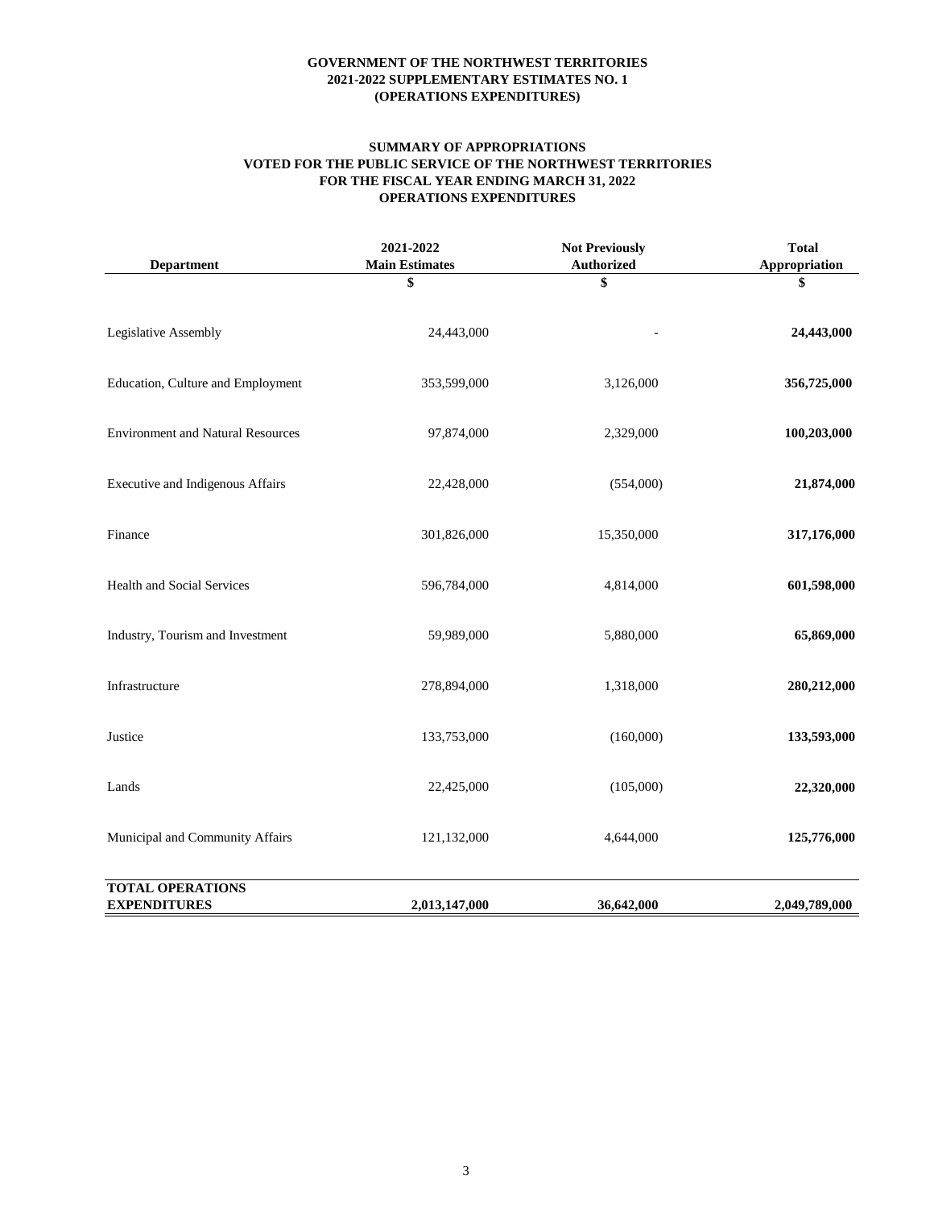**GOVERNMENT OF THE NORTHWEST TERRITORIES**
**2021-2022 SUPPLEMENTARY ESTIMATES NO. 1**
**(OPERATIONS EXPENDITURES)**

**SUMMARY OF APPROPRIATIONS**
**VOTED FOR THE PUBLIC SERVICE OF THE NORTHWEST TERRITORIES**
**FOR THE FISCAL YEAR ENDING MARCH 31, 2022**
**OPERATIONS EXPENDITURES**

| Department | 2021-2022 Main Estimates | Not Previously Authorized | Total Appropriation |
|---|---|---|---|
| | $ | $ | $ |
| Legislative Assembly | 24,443,000 | - | **24,443,000** |
| Education, Culture and Employment | 353,599,000 | 3,126,000 | **356,725,000** |
| Environment and Natural Resources | 97,874,000 | 2,329,000 | **100,203,000** |
| Executive and Indigenous Affairs | 22,428,000 | (554,000) | **21,874,000** |
| Finance | 301,826,000 | 15,350,000 | **317,176,000** |
| Health and Social Services | 596,784,000 | 4,814,000 | **601,598,000** |
| Industry, Tourism and Investment | 59,989,000 | 5,880,000 | **65,869,000** |
| Infrastructure | 278,894,000 | 1,318,000 | **280,212,000** |
| Justice | 133,753,000 | (160,000) | **133,593,000** |
| Lands | 22,425,000 | (105,000) | **22,320,000** |
| Municipal and Community Affairs | 121,132,000 | 4,644,000 | **125,776,000** |
| **TOTAL OPERATIONS EXPENDITURES** | **2,013,147,000** | **36,642,000** | **2,049,789,000** |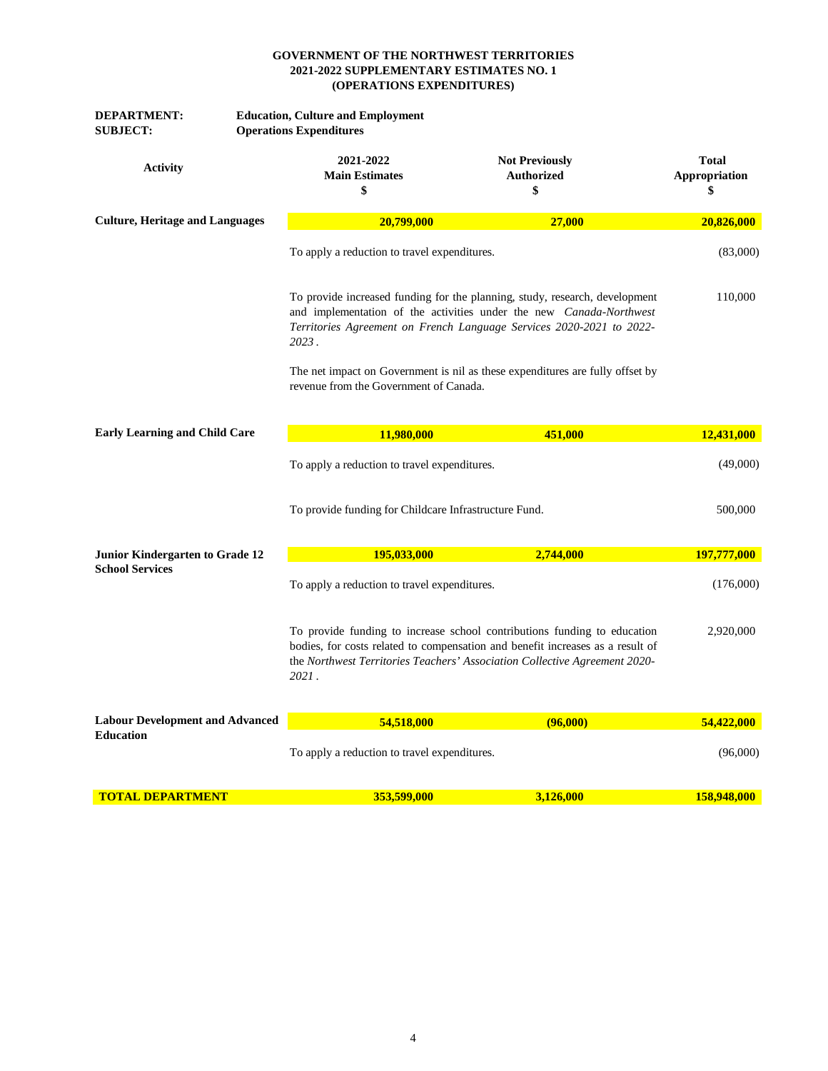**GOVERNMENT OF THE NORTHWEST TERRITORIES**
**2021-2022 SUPPLEMENTARY ESTIMATES NO. 1**
**(OPERATIONS EXPENDITURES)**

**DEPARTMENT:** **Education, Culture and Employment**
**SUBJECT:** **Operations Expenditures**

| Activity | 2021-2022 Main Estimates $ | Not Previously Authorized $ | Total Appropriation $ |
|---|---|---|---|
| **Culture, Heritage and Languages** | **20,799,000** | **27,000** | **20,826,000** |
| | To apply a reduction to travel expenditures. | | (83,000) |
| | To provide increased funding for the planning, study, research, development and implementation of the activities under the new *Canada-Northwest Territories Agreement on French Language Services 2020-2021 to 2022-2023*. | | 110,000 |
| | The net impact on Government is nil as these expenditures are fully offset by revenue from the Government of Canada. | | |
| **Early Learning and Child Care** | **11,980,000** | **451,000** | **12,431,000** |
| | To apply a reduction to travel expenditures. | | (49,000) |
| | To provide funding for Childcare Infrastructure Fund. | | 500,000 |
| **Junior Kindergarten to Grade 12 School Services** | **195,033,000** | **2,744,000** | **197,777,000** |
| | To apply a reduction to travel expenditures. | | (176,000) |
| | To provide funding to increase school contributions funding to education bodies, for costs related to compensation and benefit increases as a result of the *Northwest Territories Teachers' Association Collective Agreement 2020-2021*. | | 2,920,000 |
| **Labour Development and Advanced Education** | **54,518,000** | **(96,000)** | **54,422,000** |
| | To apply a reduction to travel expenditures. | | (96,000) |
| **TOTAL DEPARTMENT** | **353,599,000** | **3,126,000** | **158,948,000** |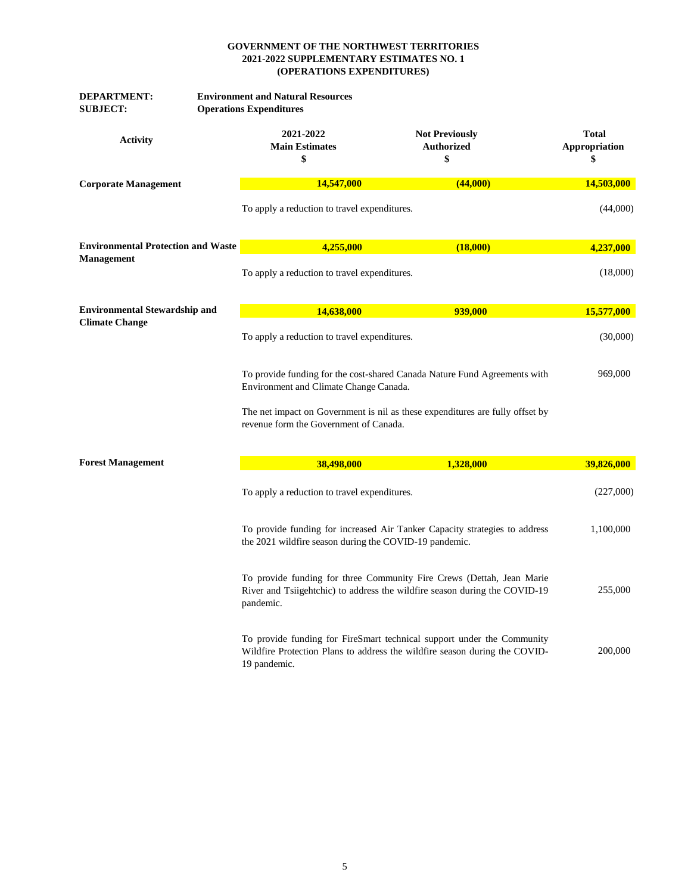**GOVERNMENT OF THE NORTHWEST TERRITORIES**
**2021-2022 SUPPLEMENTARY ESTIMATES NO. 1**
**(OPERATIONS EXPENDITURES)**

**DEPARTMENT:** **Environment and Natural Resources**
**SUBJECT:** **Operations Expenditures**

| Activity | 2021-2022 Main Estimates $ | Not Previously Authorized $ | Total Appropriation $ |
|---|---|---|---|
| **Corporate Management** | **14,547,000** | **(44,000)** | **14,503,000** |
| | To apply a reduction to travel expenditures. | | (44,000) |
| **Environmental Protection and Waste Management** | **4,255,000** | **(18,000)** | **4,237,000** |
| | To apply a reduction to travel expenditures. | | (18,000) |
| **Environmental Stewardship and Climate Change** | **14,638,000** | **939,000** | **15,577,000** |
| | To apply a reduction to travel expenditures. | | (30,000) |
| | To provide funding for the cost-shared Canada Nature Fund Agreements with Environment and Climate Change Canada. | | 969,000 |
| | The net impact on Government is nil as these expenditures are fully offset by revenue form the Government of Canada. | | |
| **Forest Management** | **38,498,000** | **1,328,000** | **39,826,000** |
| | To apply a reduction to travel expenditures. | | (227,000) |
| | To provide funding for increased Air Tanker Capacity strategies to address the 2021 wildfire season during the COVID-19 pandemic. | | 1,100,000 |
| | To provide funding for three Community Fire Crews (Dettah, Jean Marie River and Tsiigehtchic) to address the wildfire season during the COVID-19 pandemic. | | 255,000 |
| | To provide funding for FireSmart technical support under the Community Wildfire Protection Plans to address the wildfire season during the COVID-19 pandemic. | | 200,000 |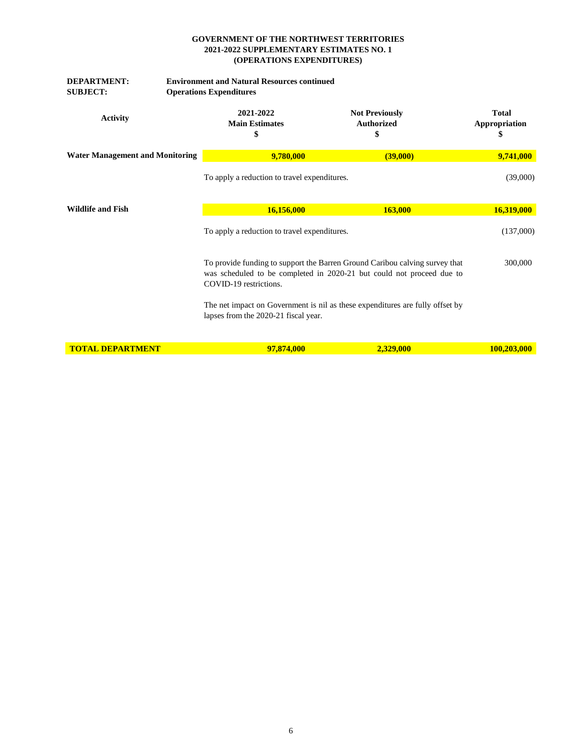**GOVERNMENT OF THE NORTHWEST TERRITORIES**
**2021-2022 SUPPLEMENTARY ESTIMATES NO. 1**
**(OPERATIONS EXPENDITURES)**

**DEPARTMENT:** **Environment and Natural Resources continued**
**SUBJECT:** **Operations Expenditures**

| Activity | 2021-2022 Main Estimates $ | Not Previously Authorized $ | Total Appropriation $ |
|---|---|---|---|
| **Water Management and Monitoring** | **9,780,000** | **(39,000)** | **9,741,000** |
| | To apply a reduction to travel expenditures. | | (39,000) |
| **Wildlife and Fish** | **16,156,000** | **163,000** | **16,319,000** |
| | To apply a reduction to travel expenditures. | | (137,000) |
| | To provide funding to support the Barren Ground Caribou calving survey that was scheduled to be completed in 2020-21 but could not proceed due to COVID-19 restrictions. | | 300,000 |
| | The net impact on Government is nil as these expenditures are fully offset by lapses from the 2020-21 fiscal year. | | |
| **TOTAL DEPARTMENT** | **97,874,000** | **2,329,000** | **100,203,000** |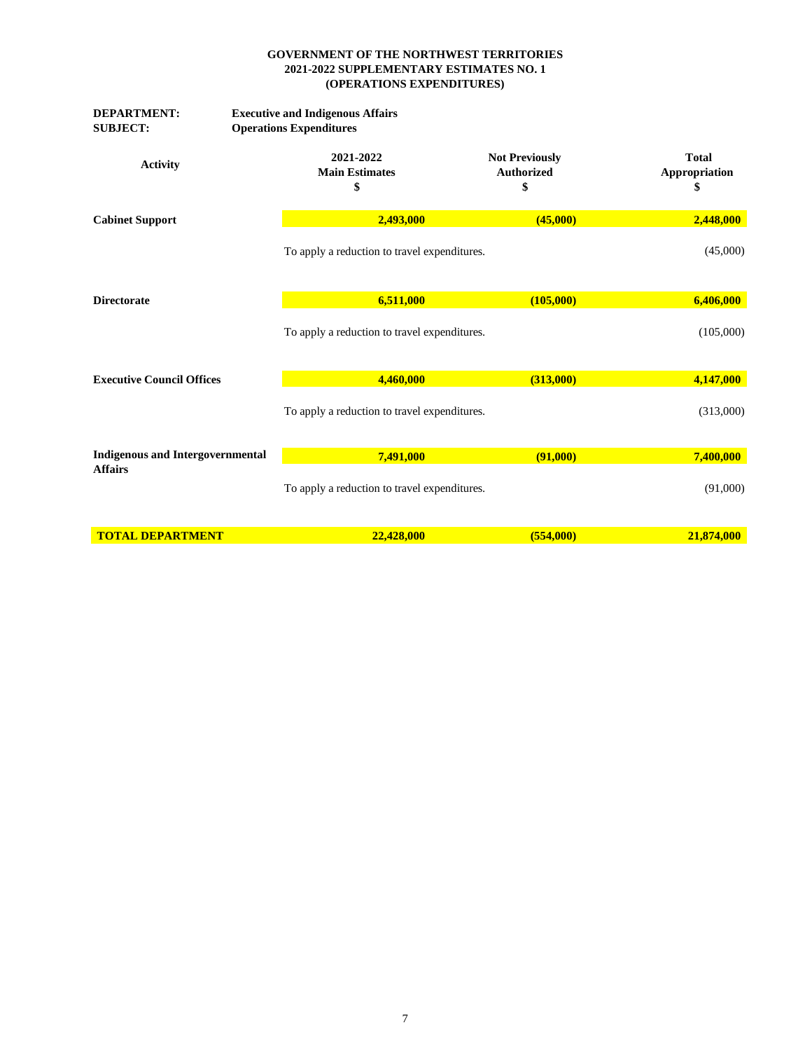**GOVERNMENT OF THE NORTHWEST TERRITORIES**
**2021-2022 SUPPLEMENTARY ESTIMATES NO. 1**
**(OPERATIONS EXPENDITURES)**

**DEPARTMENT:** **Executive and Indigenous Affairs**
**SUBJECT:** **Operations Expenditures**

| Activity | 2021-2022 Main Estimates $ | Not Previously Authorized $ | Total Appropriation $ |
|---|---|---|---|
| **Cabinet Support** | **2,493,000** | **(45,000)** | **2,448,000** |
| | To apply a reduction to travel expenditures. | | (45,000) |
| **Directorate** | **6,511,000** | **(105,000)** | **6,406,000** |
| | To apply a reduction to travel expenditures. | | (105,000) |
| **Executive Council Offices** | **4,460,000** | **(313,000)** | **4,147,000** |
| | To apply a reduction to travel expenditures. | | (313,000) |
| **Indigenous and Intergovernmental Affairs** | **7,491,000** | **(91,000)** | **7,400,000** |
| | To apply a reduction to travel expenditures. | | (91,000) |
| **TOTAL DEPARTMENT** | **22,428,000** | **(554,000)** | **21,874,000** |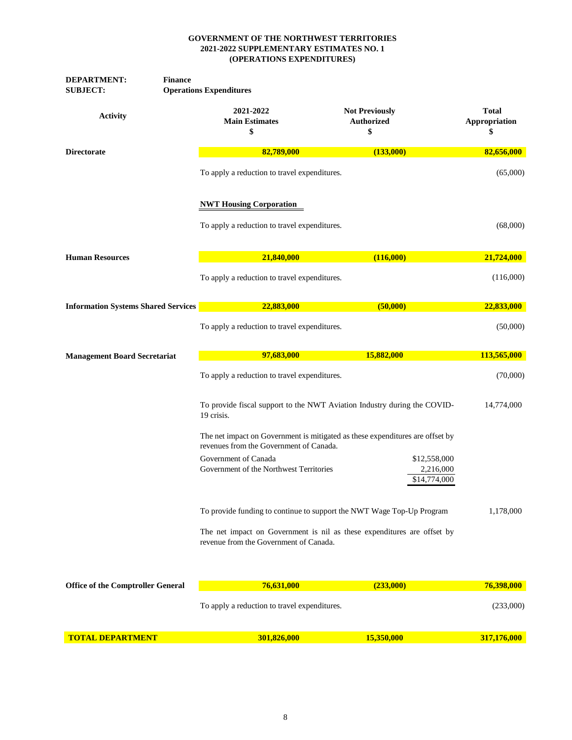**GOVERNMENT OF THE NORTHWEST TERRITORIES**
**2021-2022 SUPPLEMENTARY ESTIMATES NO. 1**
**(OPERATIONS EXPENDITURES)**

**DEPARTMENT:** Finance
**SUBJECT:** Operations Expenditures

| Activity | 2021-2022 Main Estimates $ | Not Previously Authorized $ | Total Appropriation $ |
|---|---|---|---|
| **Directorate** | **82,789,000** | **(133,000)** | **82,656,000** |
| | To apply a reduction to travel expenditures. | | (65,000) |
| | **NWT Housing Corporation** | | |
| | To apply a reduction to travel expenditures. | | (68,000) |
| **Human Resources** | **21,840,000** | **(116,000)** | **21,724,000** |
| | To apply a reduction to travel expenditures. | | (116,000) |
| **Information Systems Shared Services** | **22,883,000** | **(50,000)** | **22,833,000** |
| | To apply a reduction to travel expenditures. | | (50,000) |
| **Management Board Secretariat** | **97,683,000** | **15,882,000** | **113,565,000** |
| | To apply a reduction to travel expenditures. | | (70,000) |
| | To provide fiscal support to the NWT Aviation Industry during the COVID-19 crisis. | | 14,774,000 |
| | The net impact on Government is mitigated as these expenditures are offset by revenues from the Government of Canada. | | |
| | Government of Canada | $12,558,000 | |
| | Government of the Northwest Territories | 2,216,000 | |
| | | $14,774,000 | |
| | To provide funding to continue to support the NWT Wage Top-Up Program | | 1,178,000 |
| | The net impact on Government is nil as these expenditures are offset by revenue from the Government of Canada. | | |
| **Office of the Comptroller General** | **76,631,000** | **(233,000)** | **76,398,000** |
| | To apply a reduction to travel expenditures. | | (233,000) |
| **TOTAL DEPARTMENT** | **301,826,000** | **15,350,000** | **317,176,000** |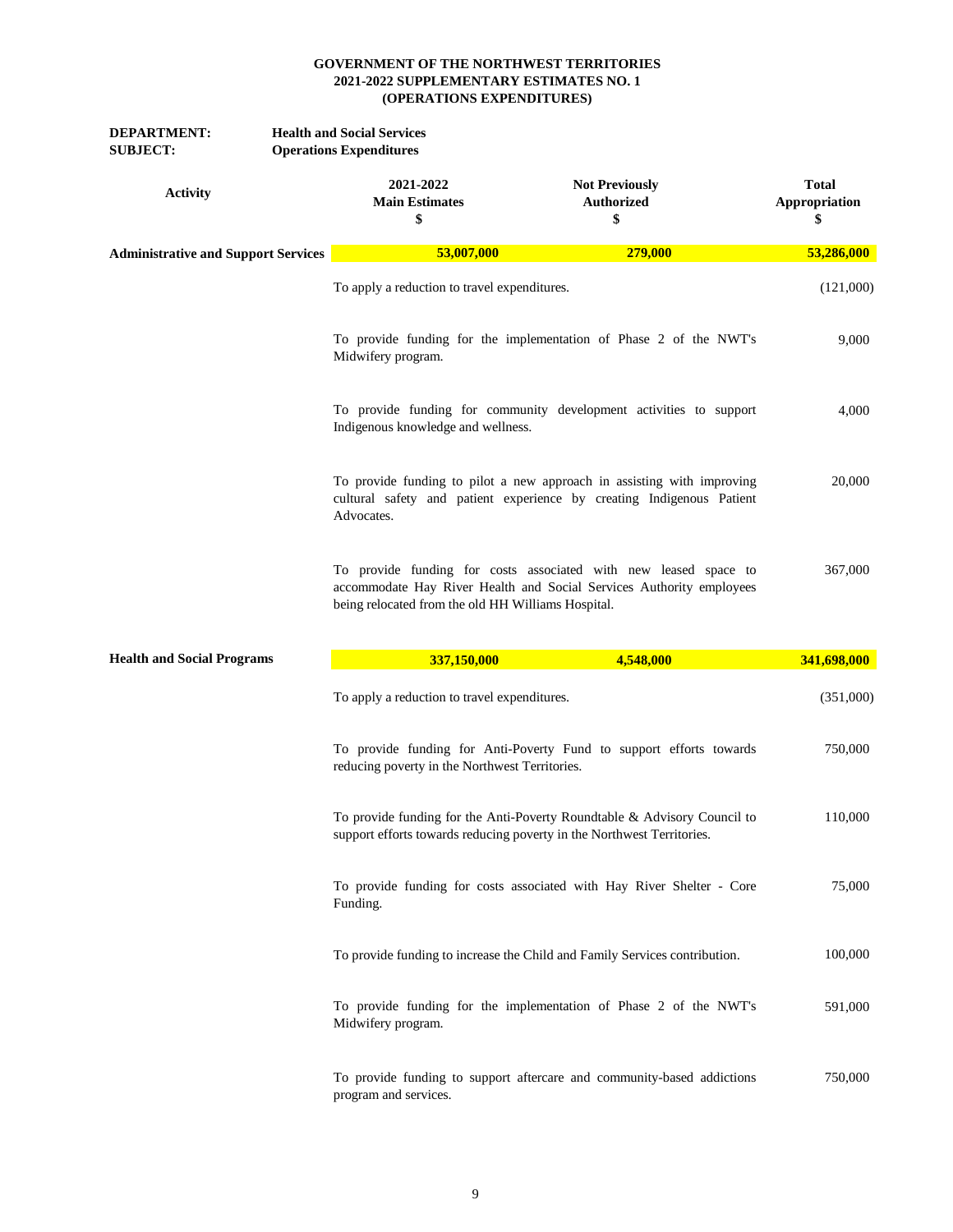**GOVERNMENT OF THE NORTHWEST TERRITORIES**
**2021-2022 SUPPLEMENTARY ESTIMATES NO. 1**
**(OPERATIONS EXPENDITURES)**

**DEPARTMENT:** **Health and Social Services**
**SUBJECT:** **Operations Expenditures**

| Activity | 2021-2022 Main Estimates $ | Not Previously Authorized $ | Total Appropriation $ |
|---|---|---|---|
| **Administrative and Support Services** | **53,007,000** | **279,000** | **53,286,000** |
| | To apply a reduction to travel expenditures. | | (121,000) |
| | To provide funding for the implementation of Phase 2 of the NWT's Midwifery program. | | 9,000 |
| | To provide funding for community development activities to support Indigenous knowledge and wellness. | | 4,000 |
| | To provide funding to pilot a new approach in assisting with improving cultural safety and patient experience by creating Indigenous Patient Advocates. | | 20,000 |
| | To provide funding for costs associated with new leased space to accommodate Hay River Health and Social Services Authority employees being relocated from the old HH Williams Hospital. | | 367,000 |
| **Health and Social Programs** | **337,150,000** | **4,548,000** | **341,698,000** |
| | To apply a reduction to travel expenditures. | | (351,000) |
| | To provide funding for Anti-Poverty Fund to support efforts towards reducing poverty in the Northwest Territories. | | 750,000 |
| | To provide funding for the Anti-Poverty Roundtable & Advisory Council to support efforts towards reducing poverty in the Northwest Territories. | | 110,000 |
| | To provide funding for costs associated with Hay River Shelter - Core Funding. | | 75,000 |
| | To provide funding to increase the Child and Family Services contribution. | | 100,000 |
| | To provide funding for the implementation of Phase 2 of the NWT's Midwifery program. | | 591,000 |
| | To provide funding to support aftercare and community-based addictions program and services. | | 750,000 |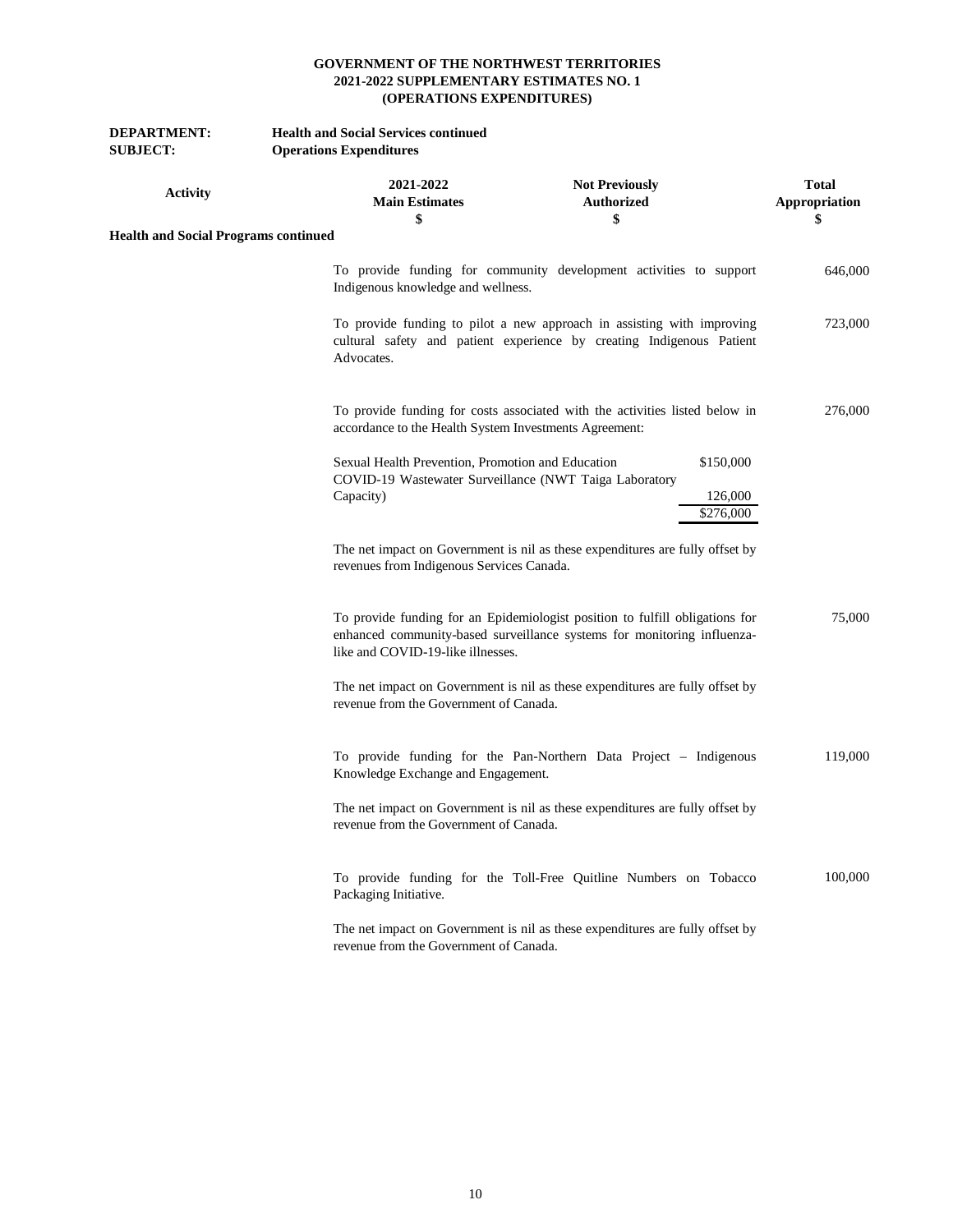# GOVERNMENT OF THE NORTHWEST TERRITORIES
## 2021-2022 SUPPLEMENTARY ESTIMATES NO. 1
## (OPERATIONS EXPENDITURES)

**DEPARTMENT:** Health and Social Services continued
**SUBJECT:** Operations Expenditures

| Activity | 2021-2022 Main Estimates $ | Not Previously Authorized $ | Total Appropriation $ |
|---|---|---|---|
| **Health and Social Programs continued** | | | |
| | To provide funding for community development activities to support Indigenous knowledge and wellness. | | 646,000 |
| | To provide funding to pilot a new approach in assisting with improving cultural safety and patient experience by creating Indigenous Patient Advocates. | | 723,000 |
| | To provide funding for costs associated with the activities listed below in accordance to the Health System Investments Agreement: | | 276,000 |
| | Sexual Health Prevention, Promotion and Education | $150,000 | |
| | COVID-19 Wastewater Surveillance (NWT Taiga Laboratory Capacity) | 126,000 | |
| | | $276,000 | |
| | The net impact on Government is nil as these expenditures are fully offset by revenues from Indigenous Services Canada. | | |
| | To provide funding for an Epidemiologist position to fulfill obligations for enhanced community-based surveillance systems for monitoring influenza-like and COVID-19-like illnesses. | | 75,000 |
| | The net impact on Government is nil as these expenditures are fully offset by revenue from the Government of Canada. | | |
| | To provide funding for the Pan-Northern Data Project – Indigenous Knowledge Exchange and Engagement. | | 119,000 |
| | The net impact on Government is nil as these expenditures are fully offset by revenue from the Government of Canada. | | |
| | To provide funding for the Toll-Free Quitline Numbers on Tobacco Packaging Initiative. | | 100,000 |
| | The net impact on Government is nil as these expenditures are fully offset by revenue from the Government of Canada. | | |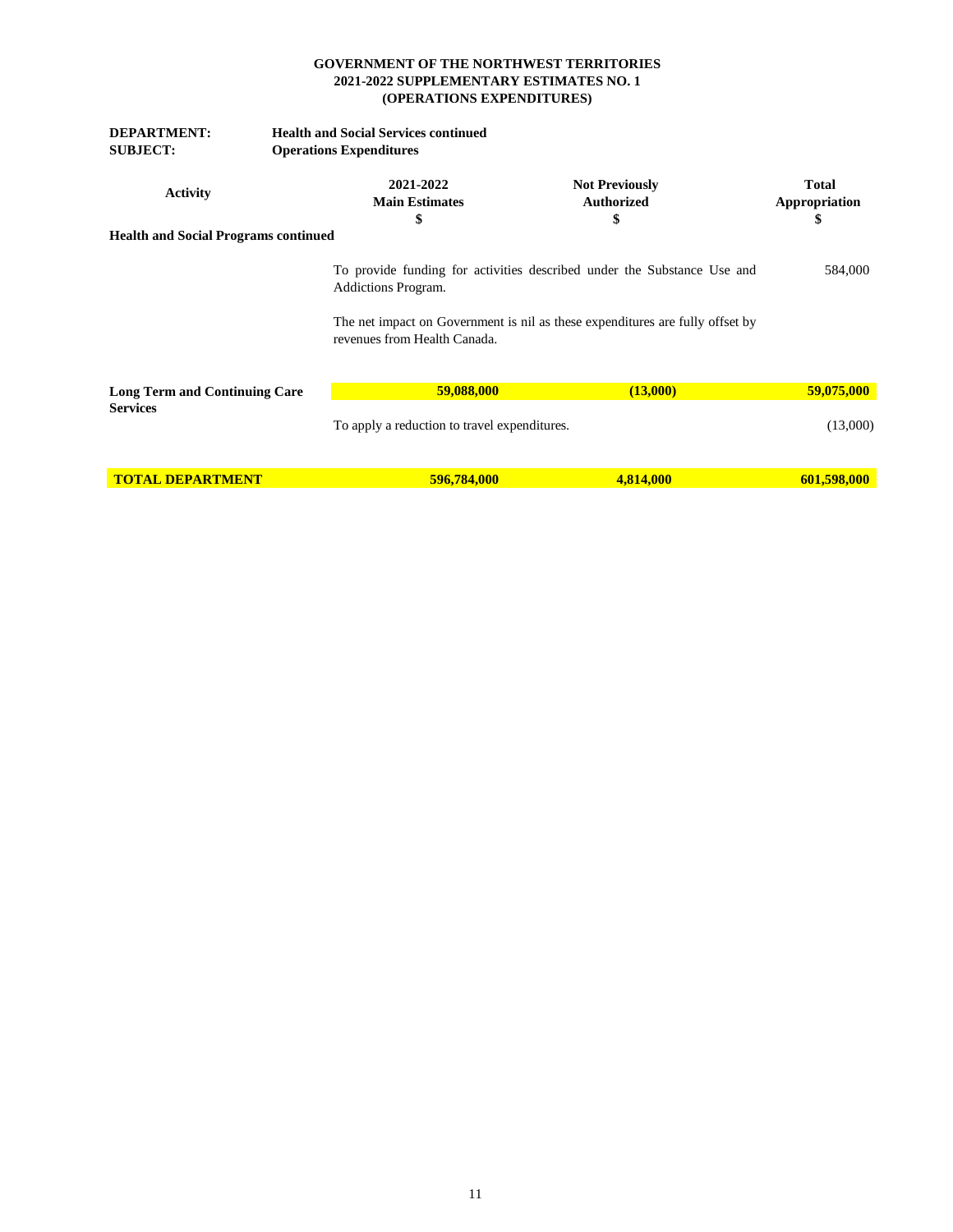**GOVERNMENT OF THE NORTHWEST TERRITORIES**
**2021-2022 SUPPLEMENTARY ESTIMATES NO. 1**
**(OPERATIONS EXPENDITURES)**

**DEPARTMENT:** **Health and Social Services continued**
**SUBJECT:** **Operations Expenditures**

| Activity | 2021-2022 Main Estimates $ | Not Previously Authorized $ | Total Appropriation $ |
|---|---|---|---|
| **Health and Social Programs continued** | | | |
| | To provide funding for activities described under the Substance Use and Addictions Program. | | 584,000 |
| | The net impact on Government is nil as these expenditures are fully offset by revenues from Health Canada. | | |
| **Long Term and Continuing Care Services** | **59,088,000** | **(13,000)** | **59,075,000** |
| | To apply a reduction to travel expenditures. | | (13,000) |
| **TOTAL DEPARTMENT** | **596,784,000** | **4,814,000** | **601,598,000** |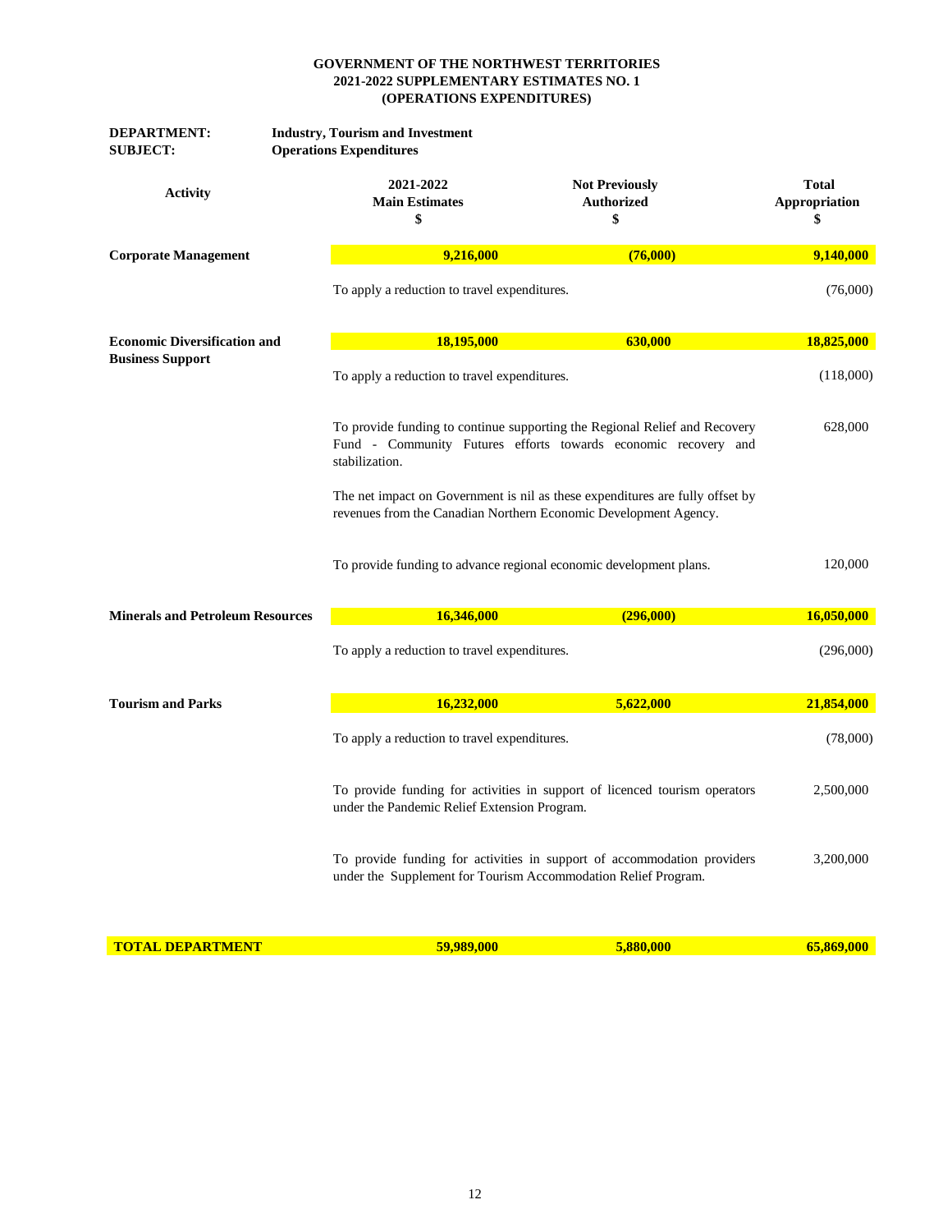**GOVERNMENT OF THE NORTHWEST TERRITORIES**
**2021-2022 SUPPLEMENTARY ESTIMATES NO. 1**
**(OPERATIONS EXPENDITURES)**

**DEPARTMENT:** **Industry, Tourism and Investment**
**SUBJECT:** **Operations Expenditures**

| Activity | 2021-2022 Main Estimates $ | Not Previously Authorized $ | Total Appropriation $ |
|---|---|---|---|
| **Corporate Management** | **9,216,000** | **(76,000)** | **9,140,000** |
| | To apply a reduction to travel expenditures. | | (76,000) |
| **Economic Diversification and Business Support** | **18,195,000** | **630,000** | **18,825,000** |
| | To apply a reduction to travel expenditures. | | (118,000) |
| | To provide funding to continue supporting the Regional Relief and Recovery Fund - Community Futures efforts towards economic recovery and stabilization. | | 628,000 |
| | The net impact on Government is nil as these expenditures are fully offset by revenues from the Canadian Northern Economic Development Agency. | | |
| | To provide funding to advance regional economic development plans. | | 120,000 |
| **Minerals and Petroleum Resources** | **16,346,000** | **(296,000)** | **16,050,000** |
| | To apply a reduction to travel expenditures. | | (296,000) |
| **Tourism and Parks** | **16,232,000** | **5,622,000** | **21,854,000** |
| | To apply a reduction to travel expenditures. | | (78,000) |
| | To provide funding for activities in support of licenced tourism operators under the Pandemic Relief Extension Program. | | 2,500,000 |
| | To provide funding for activities in support of accommodation providers under the Supplement for Tourism Accommodation Relief Program. | | 3,200,000 |
| **TOTAL DEPARTMENT** | **59,989,000** | **5,880,000** | **65,869,000** |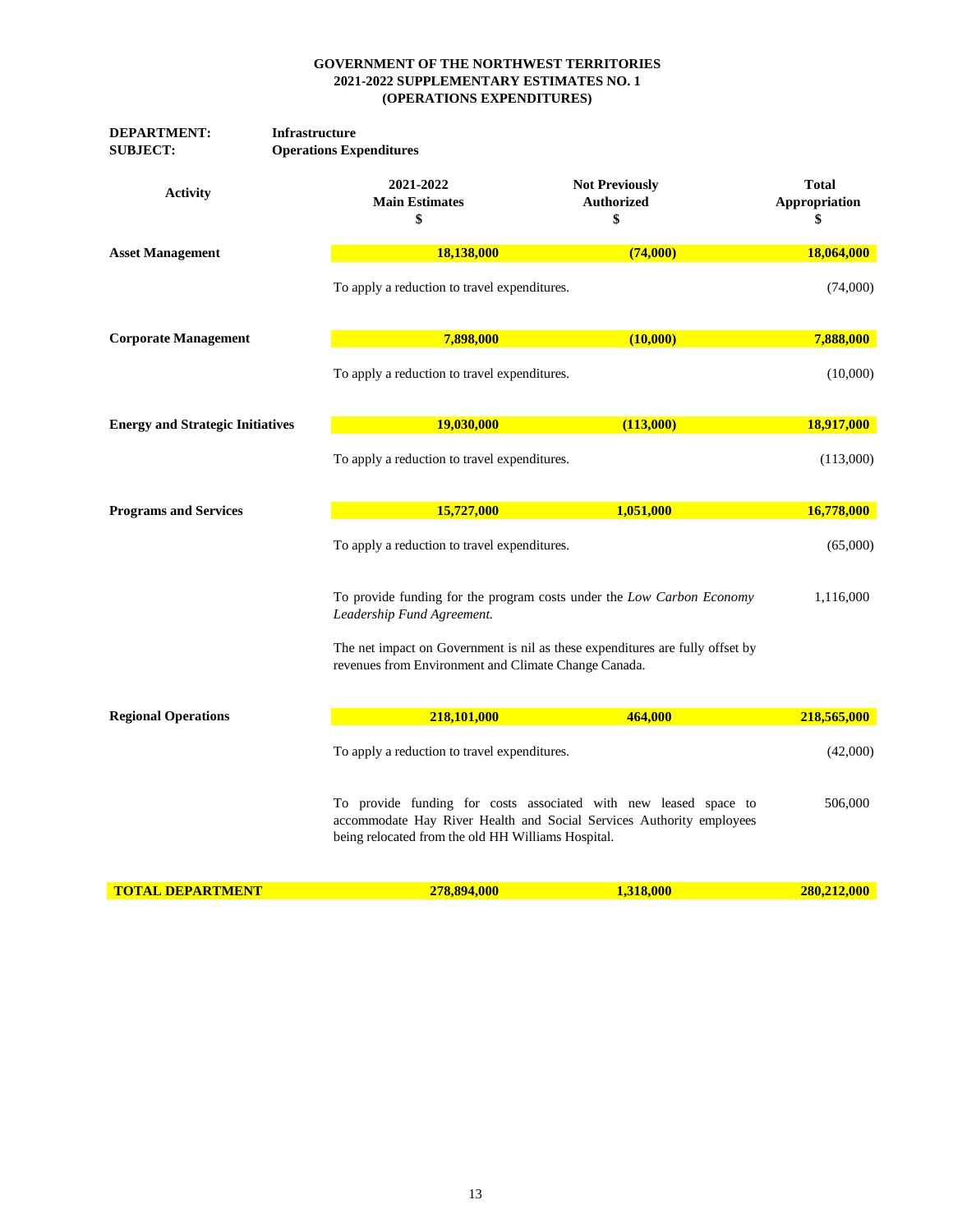**GOVERNMENT OF THE NORTHWEST TERRITORIES**
**2021-2022 SUPPLEMENTARY ESTIMATES NO. 1**
**(OPERATIONS EXPENDITURES)**

**DEPARTMENT:** **Infrastructure**
**SUBJECT:** **Operations Expenditures**

| Activity | 2021-2022 Main Estimates $ | Not Previously Authorized $ | Total Appropriation $ |
|---|---|---|---|
| **Asset Management** | **18,138,000** | **(74,000)** | **18,064,000** |
| | To apply a reduction to travel expenditures. | | (74,000) |
| **Corporate Management** | **7,898,000** | **(10,000)** | **7,888,000** |
| | To apply a reduction to travel expenditures. | | (10,000) |
| **Energy and Strategic Initiatives** | **19,030,000** | **(113,000)** | **18,917,000** |
| | To apply a reduction to travel expenditures. | | (113,000) |
| **Programs and Services** | **15,727,000** | **1,051,000** | **16,778,000** |
| | To apply a reduction to travel expenditures. | | (65,000) |
| | To provide funding for the program costs under the *Low Carbon Economy Leadership Fund Agreement.* The net impact on Government is nil as these expenditures are fully offset by revenues from Environment and Climate Change Canada. | | 1,116,000 |
| **Regional Operations** | **218,101,000** | **464,000** | **218,565,000** |
| | To apply a reduction to travel expenditures. | | (42,000) |
| | To provide funding for costs associated with new leased space to accommodate Hay River Health and Social Services Authority employees being relocated from the old HH Williams Hospital. | | 506,000 |
| **TOTAL DEPARTMENT** | **278,894,000** | **1,318,000** | **280,212,000** |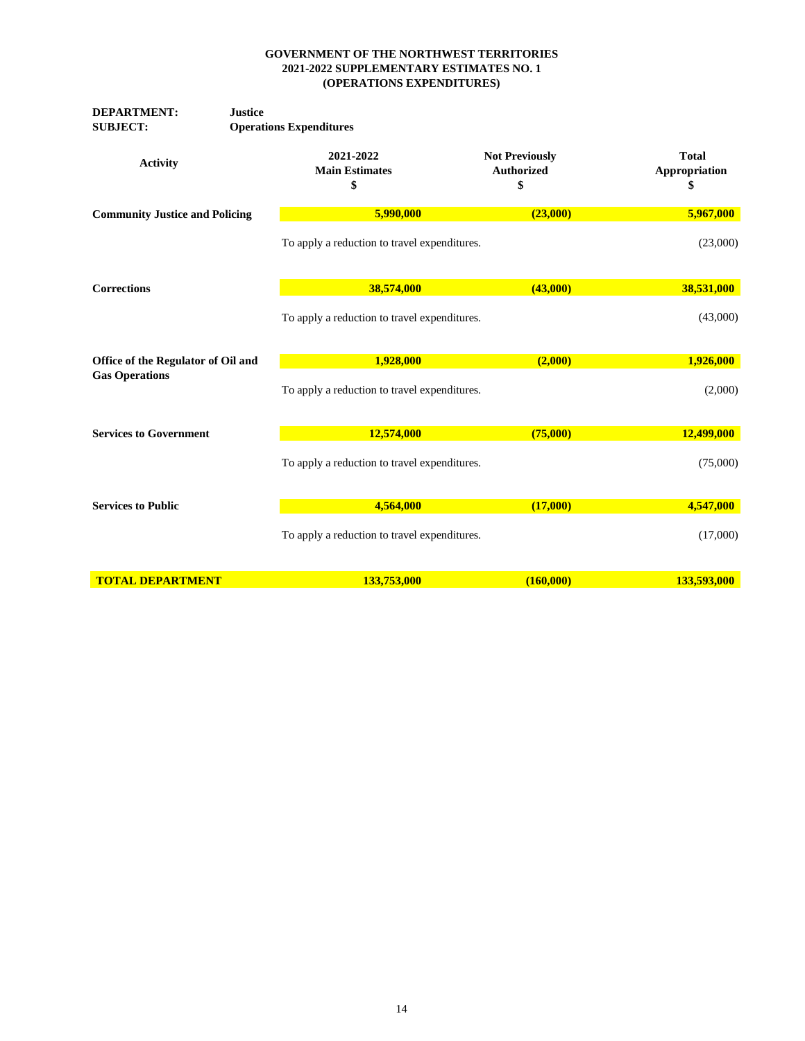**GOVERNMENT OF THE NORTHWEST TERRITORIES**
**2021-2022 SUPPLEMENTARY ESTIMATES NO. 1**
**(OPERATIONS EXPENDITURES)**

**DEPARTMENT:** **Justice**
**SUBJECT:** **Operations Expenditures**

| Activity | 2021-2022 Main Estimates $ | Not Previously Authorized $ | Total Appropriation $ |
|---|---|---|---|
| **Community Justice and Policing** | **5,990,000** | **(23,000)** | **5,967,000** |
| | To apply a reduction to travel expenditures. | | (23,000) |
| **Corrections** | **38,574,000** | **(43,000)** | **38,531,000** |
| | To apply a reduction to travel expenditures. | | (43,000) |
| **Office of the Regulator of Oil and Gas Operations** | **1,928,000** | **(2,000)** | **1,926,000** |
| | To apply a reduction to travel expenditures. | | (2,000) |
| **Services to Government** | **12,574,000** | **(75,000)** | **12,499,000** |
| | To apply a reduction to travel expenditures. | | (75,000) |
| **Services to Public** | **4,564,000** | **(17,000)** | **4,547,000** |
| | To apply a reduction to travel expenditures. | | (17,000) |
| **TOTAL DEPARTMENT** | **133,753,000** | **(160,000)** | **133,593,000** |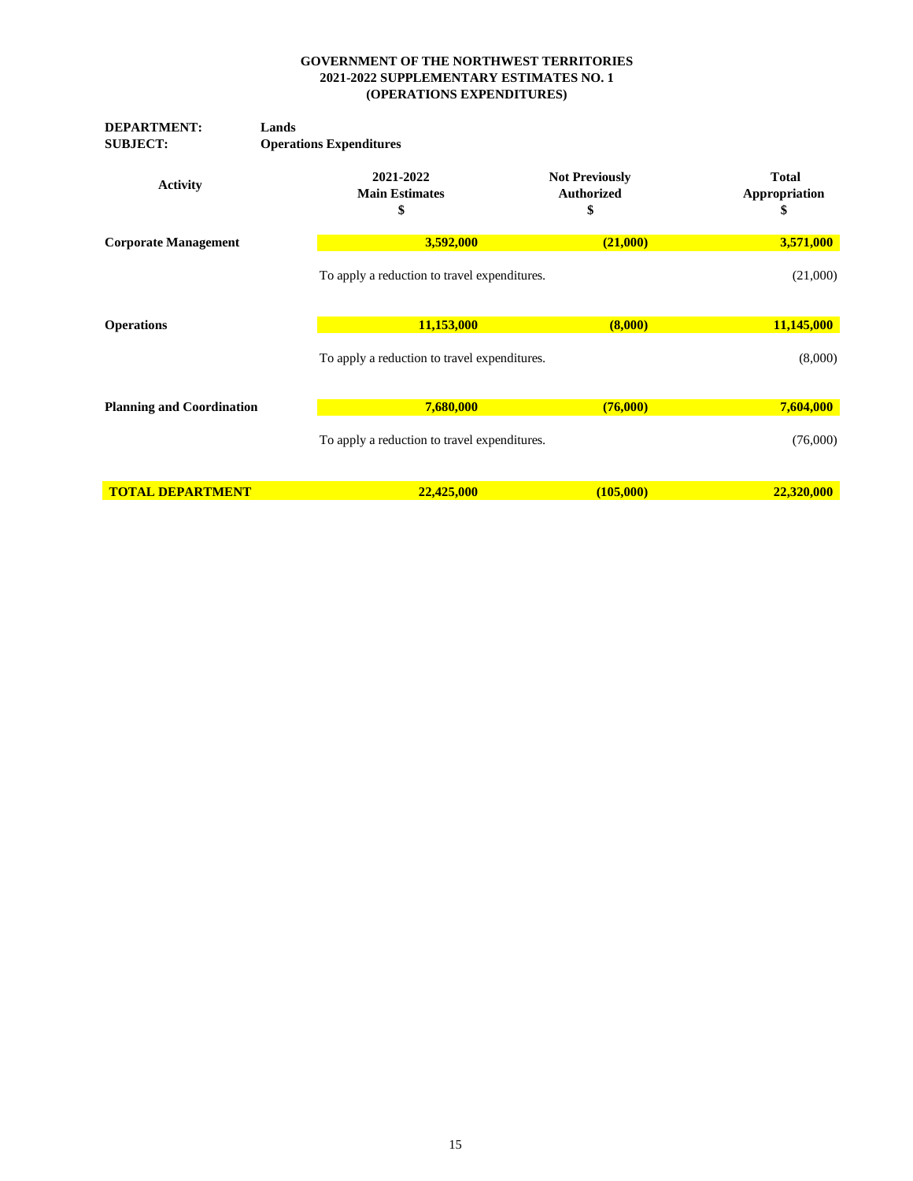**GOVERNMENT OF THE NORTHWEST TERRITORIES**
**2021-2022 SUPPLEMENTARY ESTIMATES NO. 1**
**(OPERATIONS EXPENDITURES)**

**DEPARTMENT:** **Lands**
**SUBJECT:** **Operations Expenditures**

| Activity | 2021-2022 Main Estimates $ | Not Previously Authorized $ | Total Appropriation $ |
|---|---|---|---|
| **Corporate Management** | **3,592,000** | **(21,000)** | **3,571,000** |
| | To apply a reduction to travel expenditures. | | (21,000) |
| **Operations** | **11,153,000** | **(8,000)** | **11,145,000** |
| | To apply a reduction to travel expenditures. | | (8,000) |
| **Planning and Coordination** | **7,680,000** | **(76,000)** | **7,604,000** |
| | To apply a reduction to travel expenditures. | | (76,000) |
| **TOTAL DEPARTMENT** | **22,425,000** | **(105,000)** | **22,320,000** |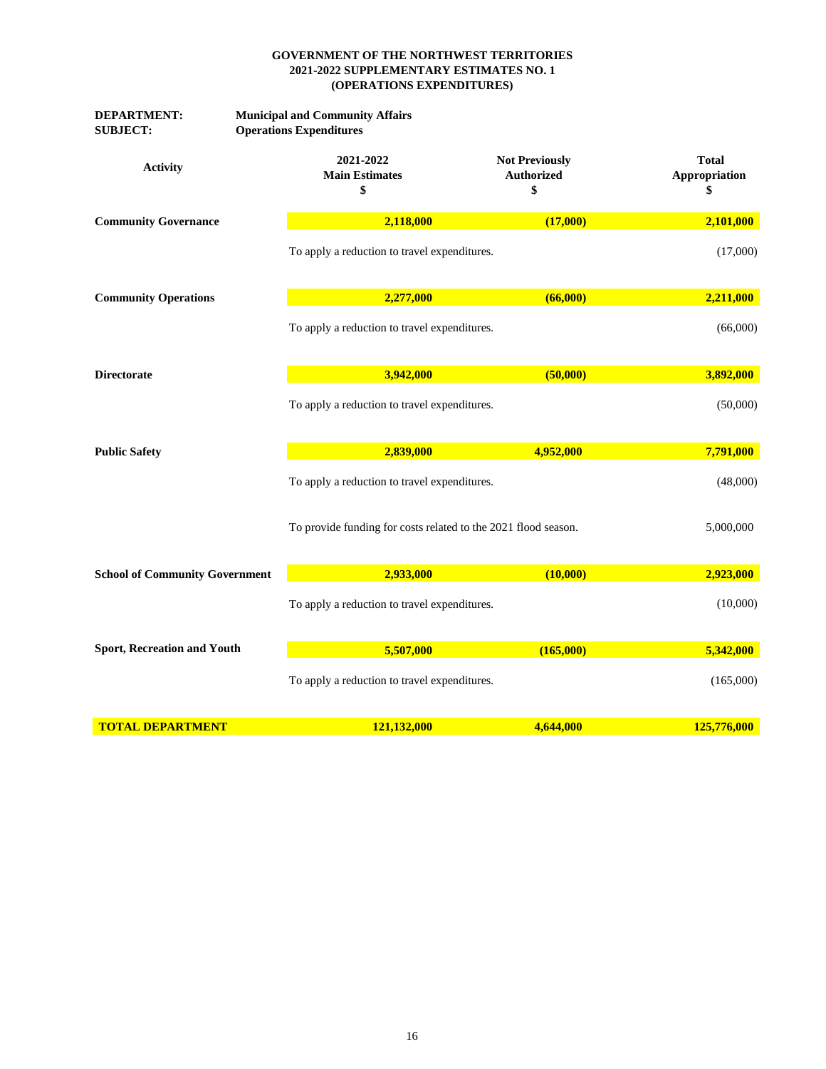**GOVERNMENT OF THE NORTHWEST TERRITORIES**
**2021-2022 SUPPLEMENTARY ESTIMATES NO. 1**
**(OPERATIONS EXPENDITURES)**

**DEPARTMENT:** **Municipal and Community Affairs**
**SUBJECT:** **Operations Expenditures**

| Activity | 2021-2022 Main Estimates $ | Not Previously Authorized $ | Total Appropriation $ |
|---|---|---|---|
| **Community Governance** | **2,118,000** | **(17,000)** | **2,101,000** |
| | To apply a reduction to travel expenditures. | | (17,000) |
| **Community Operations** | **2,277,000** | **(66,000)** | **2,211,000** |
| | To apply a reduction to travel expenditures. | | (66,000) |
| **Directorate** | **3,942,000** | **(50,000)** | **3,892,000** |
| | To apply a reduction to travel expenditures. | | (50,000) |
| **Public Safety** | **2,839,000** | **4,952,000** | **7,791,000** |
| | To apply a reduction to travel expenditures. | | (48,000) |
| | To provide funding for costs related to the 2021 flood season. | | 5,000,000 |
| **School of Community Government** | **2,933,000** | **(10,000)** | **2,923,000** |
| | To apply a reduction to travel expenditures. | | (10,000) |
| **Sport, Recreation and Youth** | **5,507,000** | **(165,000)** | **5,342,000** |
| | To apply a reduction to travel expenditures. | | (165,000) |
| **TOTAL DEPARTMENT** | **121,132,000** | **4,644,000** | **125,776,000** |